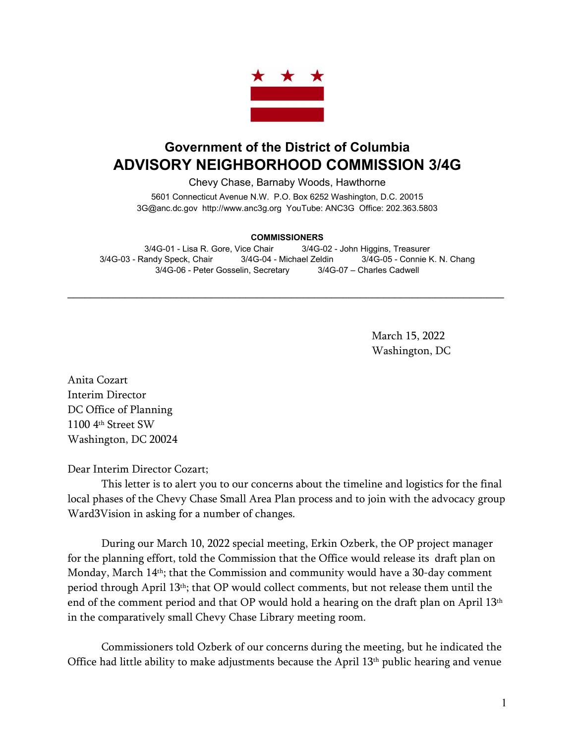## Government of the District of Columbia
# ADVISORY NEIGHBORHOOD COMMISSION 3/4G

Chevy Chase, Barnaby Woods, Hawthorne

5601 Connecticut Avenue N.W. P.O. Box 6252 Washington, D.C. 20015
3G@anc.dc.gov http://www.anc3g.org YouTube: ANC3G Office: 202.363.5803

**COMMISSIONERS**

3/4G-01 - Lisa R. Gore, Vice Chair    3/4G-02 - John Higgins, Treasurer
3/4G-03 - Randy Speck, Chair    3/4G-04 - Michael Zeldin    3/4G-05 - Connie K. N. Chang
3/4G-06 - Peter Gosselin, Secretary    3/4G-07 – Charles Cadwell

---

March 15, 2022
Washington, DC

Anita Cozart
Interim Director
DC Office of Planning
1100 4th Street SW
Washington, DC 20024

Dear Interim Director Cozart;

This letter is to alert you to our concerns about the timeline and logistics for the final local phases of the Chevy Chase Small Area Plan process and to join with the advocacy group Ward3Vision in asking for a number of changes.

During our March 10, 2022 special meeting, Erkin Ozberk, the OP project manager for the planning effort, told the Commission that the Office would release its draft plan on Monday, March 14th; that the Commission and community would have a 30-day comment period through April 13th; that OP would collect comments, but not release them until the end of the comment period and that OP would hold a hearing on the draft plan on April 13th in the comparatively small Chevy Chase Library meeting room.

Commissioners told Ozberk of our concerns during the meeting, but he indicated the Office had little ability to make adjustments because the April 13th public hearing and venue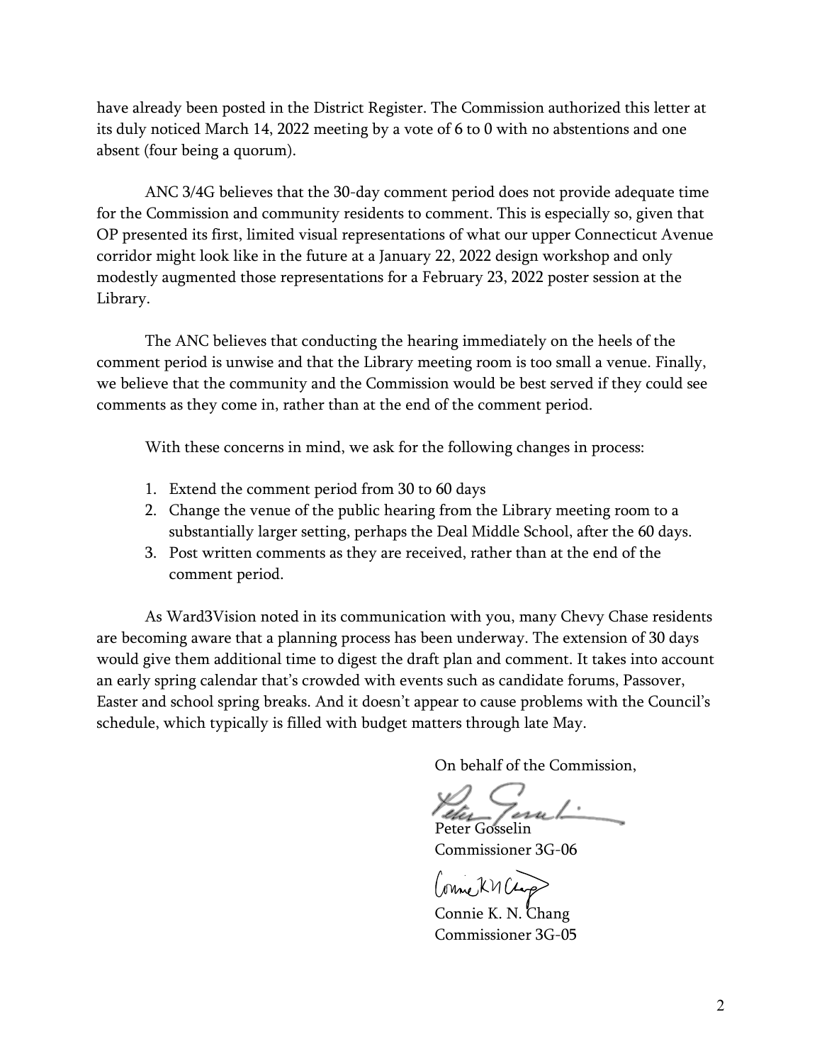have already been posted in the District Register. The Commission authorized this letter at its duly noticed March 14, 2022 meeting by a vote of 6 to 0 with no abstentions and one absent (four being a quorum).

ANC 3/4G believes that the 30-day comment period does not provide adequate time for the Commission and community residents to comment. This is especially so, given that OP presented its first, limited visual representations of what our upper Connecticut Avenue corridor might look like in the future at a January 22, 2022 design workshop and only modestly augmented those representations for a February 23, 2022 poster session at the Library.

The ANC believes that conducting the hearing immediately on the heels of the comment period is unwise and that the Library meeting room is too small a venue. Finally, we believe that the community and the Commission would be best served if they could see comments as they come in, rather than at the end of the comment period.

With these concerns in mind, we ask for the following changes in process:

1. Extend the comment period from 30 to 60 days
2. Change the venue of the public hearing from the Library meeting room to a substantially larger setting, perhaps the Deal Middle School, after the 60 days.
3. Post written comments as they are received, rather than at the end of the comment period.

As Ward3Vision noted in its communication with you, many Chevy Chase residents are becoming aware that a planning process has been underway. The extension of 30 days would give them additional time to digest the draft plan and comment. It takes into account an early spring calendar that's crowded with events such as candidate forums, Passover, Easter and school spring breaks. And it doesn't appear to cause problems with the Council's schedule, which typically is filled with budget matters through late May.

On behalf of the Commission,

Peter Gosselin
Commissioner 3G-06

Connie K. N. Chang
Commissioner 3G-05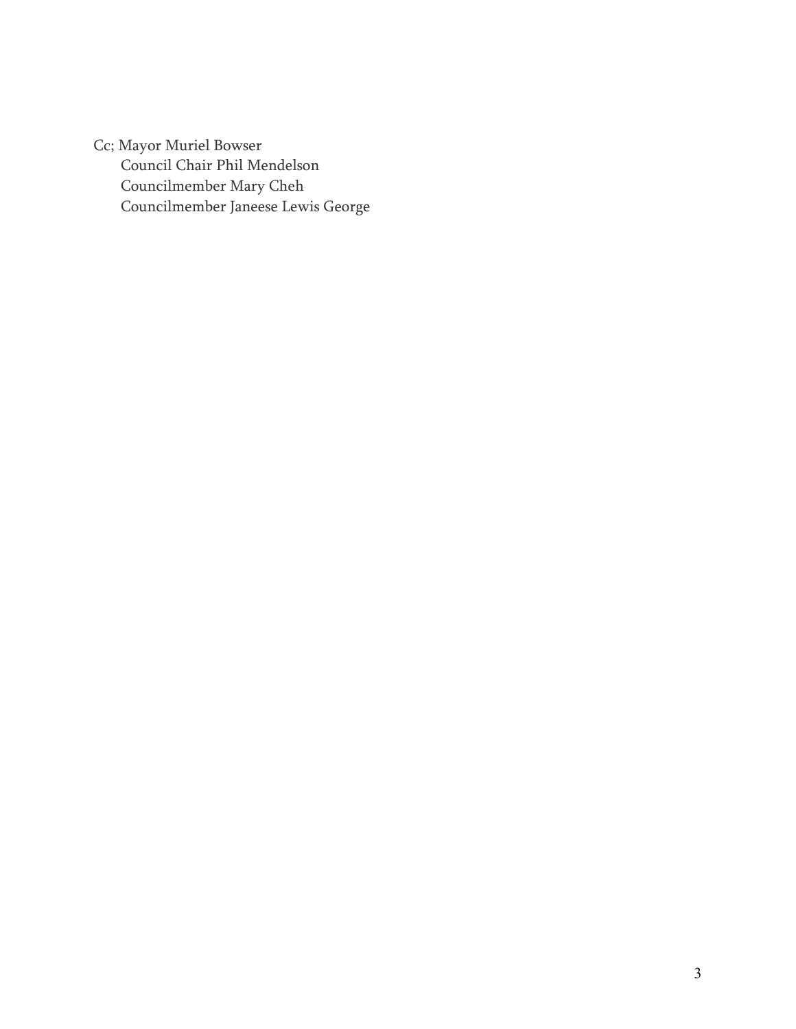Cc; Mayor Muriel Bowser
Council Chair Phil Mendelson
Councilmember Mary Cheh
Councilmember Janeese Lewis George